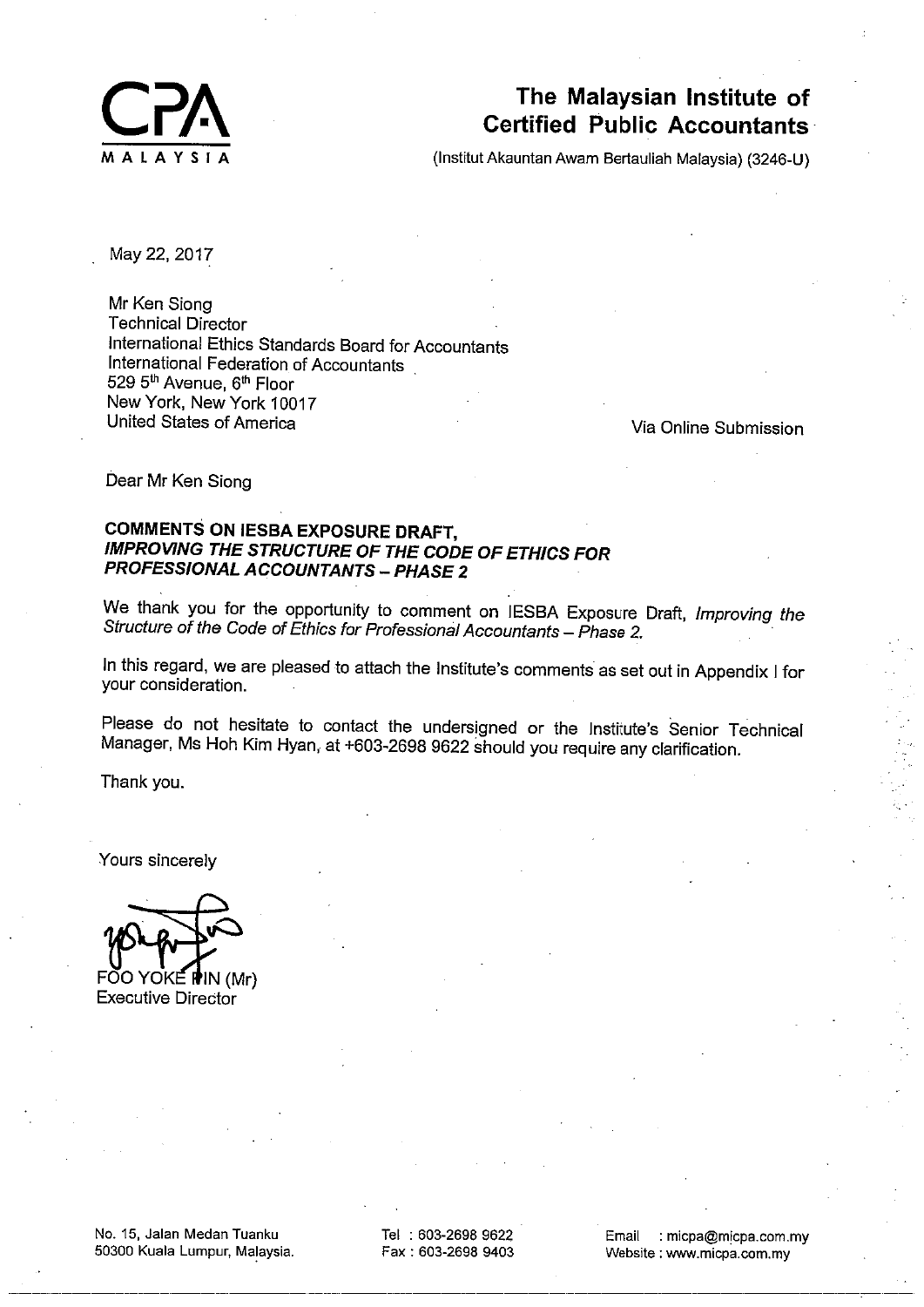CPA

MALAYSIA

**The Malaysian Institute of Certified Public Accountants**

(Institut Akauntan Awam Bertauliah Malaysia) (3246-U)

May 22, 2017

Mr Ken Siong  
Technical Director  
International Ethics Standards Board for Accountants  
International Federation of Accountants  
529 5th Avenue, 6th Floor  
New York, New York 10017  
United States of America

Via Online Submission

Dear Mr Ken Siong

**COMMENTS ON IESBA EXPOSURE DRAFT,**  
***IMPROVING THE STRUCTURE OF THE CODE OF ETHICS FOR PROFESSIONAL ACCOUNTANTS – PHASE 2***

We thank you for the opportunity to comment on IESBA Exposure Draft, *Improving the Structure of the Code of Ethics for Professional Accountants – Phase 2.*

In this regard, we are pleased to attach the Institute's comments as set out in Appendix I for your consideration.

Please do not hesitate to contact the undersigned or the Institute's Senior Technical Manager, Ms Hoh Kim Hyan, at +603-2698 9622 should you require any clarification.

Thank you.

Yours sincerely

FOO YOKE PIN (Mr)  
Executive Director

No. 15, Jalan Medan Tuanku  
50300 Kuala Lumpur, Malaysia.

Tel : 603-2698 9622  
Fax : 603-2698 9403

Email : micpa@micpa.com.my  
Website : www.micpa.com.my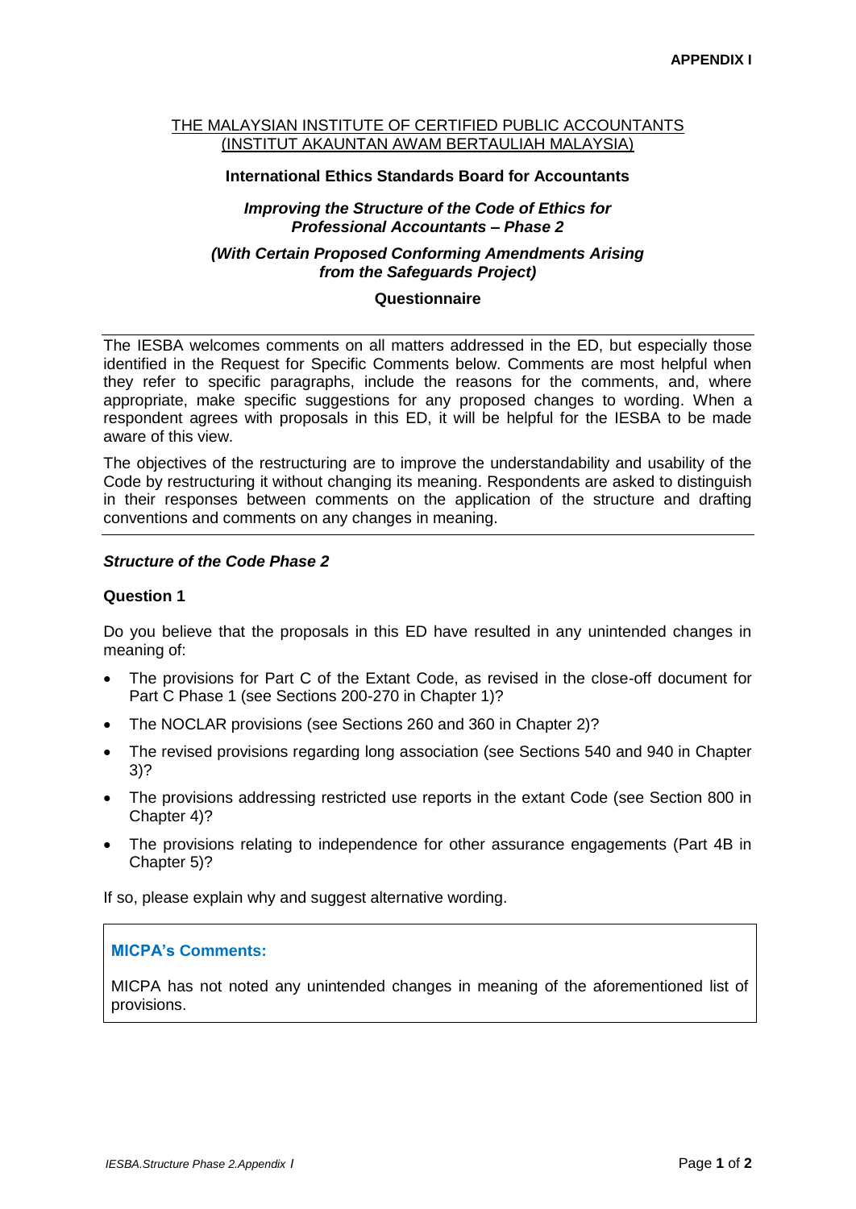**APPENDIX I**

THE MALAYSIAN INSTITUTE OF CERTIFIED PUBLIC ACCOUNTANTS
(INSTITUT AKAUNTAN AWAM BERTAULIAH MALAYSIA)

**International Ethics Standards Board for Accountants**

***Improving the Structure of the Code of Ethics for Professional Accountants – Phase 2***

***(With Certain Proposed Conforming Amendments Arising from the Safeguards Project)***

**Questionnaire**

---

The IESBA welcomes comments on all matters addressed in the ED, but especially those identified in the Request for Specific Comments below. Comments are most helpful when they refer to specific paragraphs, include the reasons for the comments, and, where appropriate, make specific suggestions for any proposed changes to wording. When a respondent agrees with proposals in this ED, it will be helpful for the IESBA to be made aware of this view.

The objectives of the restructuring are to improve the understandability and usability of the Code by restructuring it without changing its meaning. Respondents are asked to distinguish in their responses between comments on the application of the structure and drafting conventions and comments on any changes in meaning.

---

***Structure of the Code Phase 2***

**Question 1**

Do you believe that the proposals in this ED have resulted in any unintended changes in meaning of:

- The provisions for Part C of the Extant Code, as revised in the close-off document for Part C Phase 1 (see Sections 200-270 in Chapter 1)?
- The NOCLAR provisions (see Sections 260 and 360 in Chapter 2)?
- The revised provisions regarding long association (see Sections 540 and 940 in Chapter 3)?
- The provisions addressing restricted use reports in the extant Code (see Section 800 in Chapter 4)?
- The provisions relating to independence for other assurance engagements (Part 4B in Chapter 5)?

If so, please explain why and suggest alternative wording.

**MICPA's Comments:**

MICPA has not noted any unintended changes in meaning of the aforementioned list of provisions.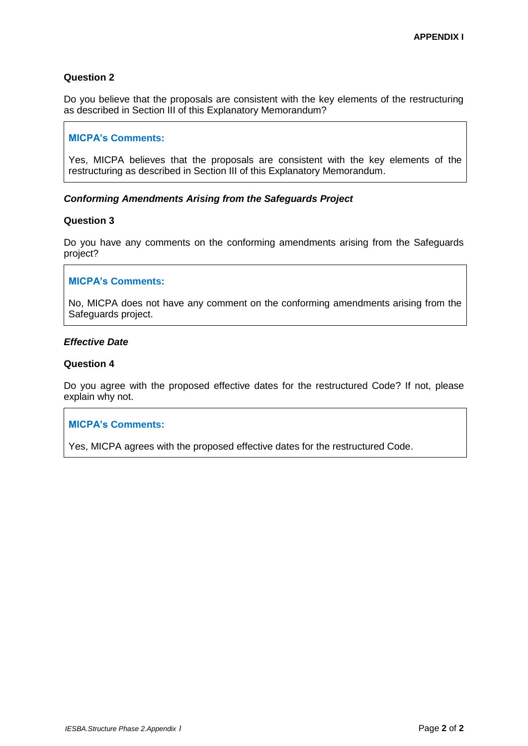**APPENDIX I**

**Question 2**

Do you believe that the proposals are consistent with the key elements of the restructuring as described in Section III of this Explanatory Memorandum?

> **MICPA's Comments:**
>
> Yes, MICPA believes that the proposals are consistent with the key elements of the restructuring as described in Section III of this Explanatory Memorandum.

***Conforming Amendments Arising from the Safeguards Project***

**Question 3**

Do you have any comments on the conforming amendments arising from the Safeguards project?

> **MICPA's Comments:**
>
> No, MICPA does not have any comment on the conforming amendments arising from the Safeguards project.

***Effective Date***

**Question 4**

Do you agree with the proposed effective dates for the restructured Code? If not, please explain why not.

> **MICPA's Comments:**
>
> Yes, MICPA agrees with the proposed effective dates for the restructured Code.